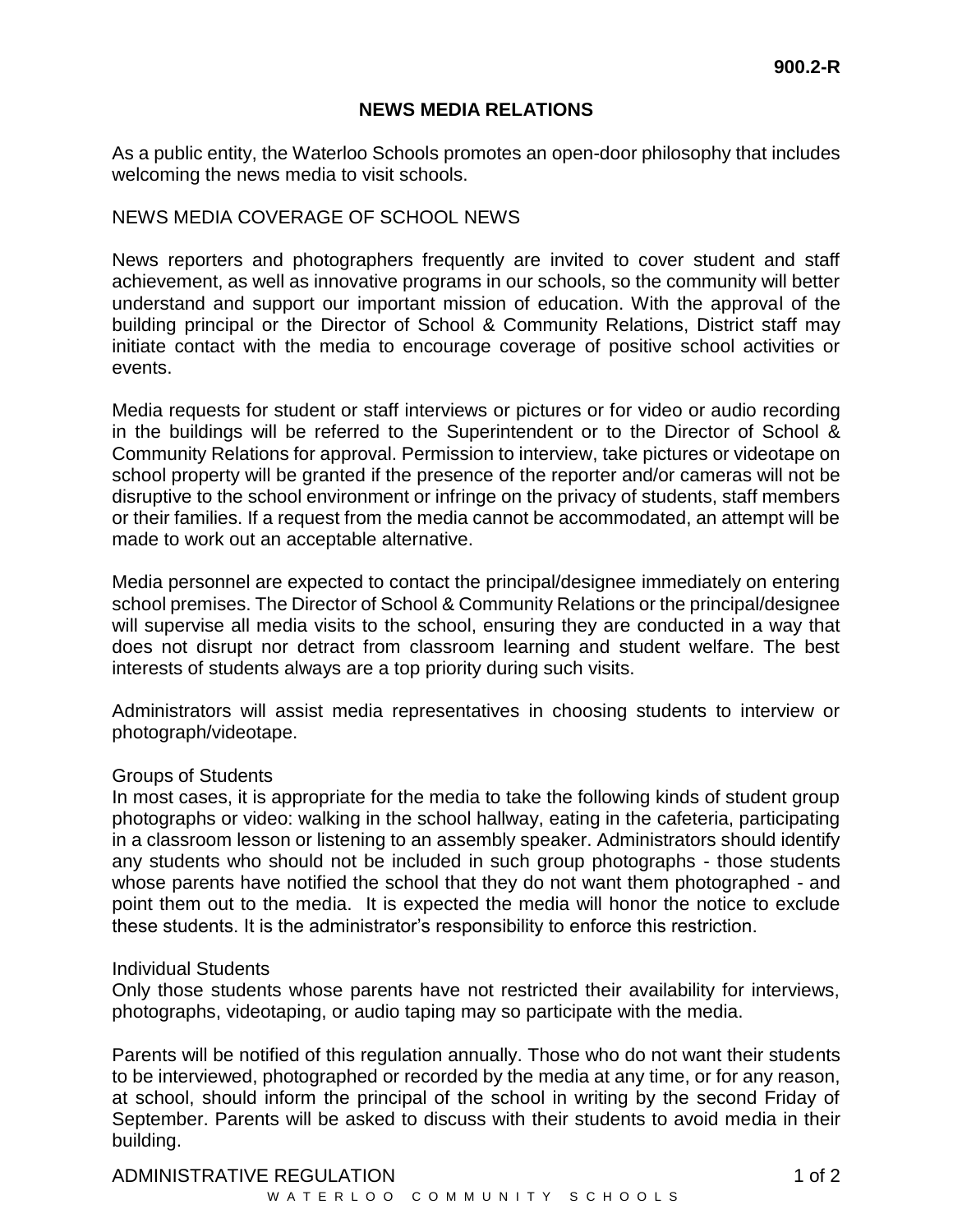**900.2-R**

# NEWS MEDIA RELATIONS

As a public entity, the Waterloo Schools promotes an open-door philosophy that includes welcoming the news media to visit schools.

## NEWS MEDIA COVERAGE OF SCHOOL NEWS

News reporters and photographers frequently are invited to cover student and staff achievement, as well as innovative programs in our schools, so the community will better understand and support our important mission of education. With the approval of the building principal or the Director of School & Community Relations, District staff may initiate contact with the media to encourage coverage of positive school activities or events.

Media requests for student or staff interviews or pictures or for video or audio recording in the buildings will be referred to the Superintendent or to the Director of School & Community Relations for approval. Permission to interview, take pictures or videotape on school property will be granted if the presence of the reporter and/or cameras will not be disruptive to the school environment or infringe on the privacy of students, staff members or their families. If a request from the media cannot be accommodated, an attempt will be made to work out an acceptable alternative.

Media personnel are expected to contact the principal/designee immediately on entering school premises. The Director of School & Community Relations or the principal/designee will supervise all media visits to the school, ensuring they are conducted in a way that does not disrupt nor detract from classroom learning and student welfare. The best interests of students always are a top priority during such visits.

Administrators will assist media representatives in choosing students to interview or photograph/videotape.

### Groups of Students

In most cases, it is appropriate for the media to take the following kinds of student group photographs or video: walking in the school hallway, eating in the cafeteria, participating in a classroom lesson or listening to an assembly speaker. Administrators should identify any students who should not be included in such group photographs - those students whose parents have notified the school that they do not want them photographed - and point them out to the media. It is expected the media will honor the notice to exclude these students. It is the administrator's responsibility to enforce this restriction.

### Individual Students

Only those students whose parents have not restricted their availability for interviews, photographs, videotaping, or audio taping may so participate with the media.

Parents will be notified of this regulation annually. Those who do not want their students to be interviewed, photographed or recorded by the media at any time, or for any reason, at school, should inform the principal of the school in writing by the second Friday of September. Parents will be asked to discuss with their students to avoid media in their building.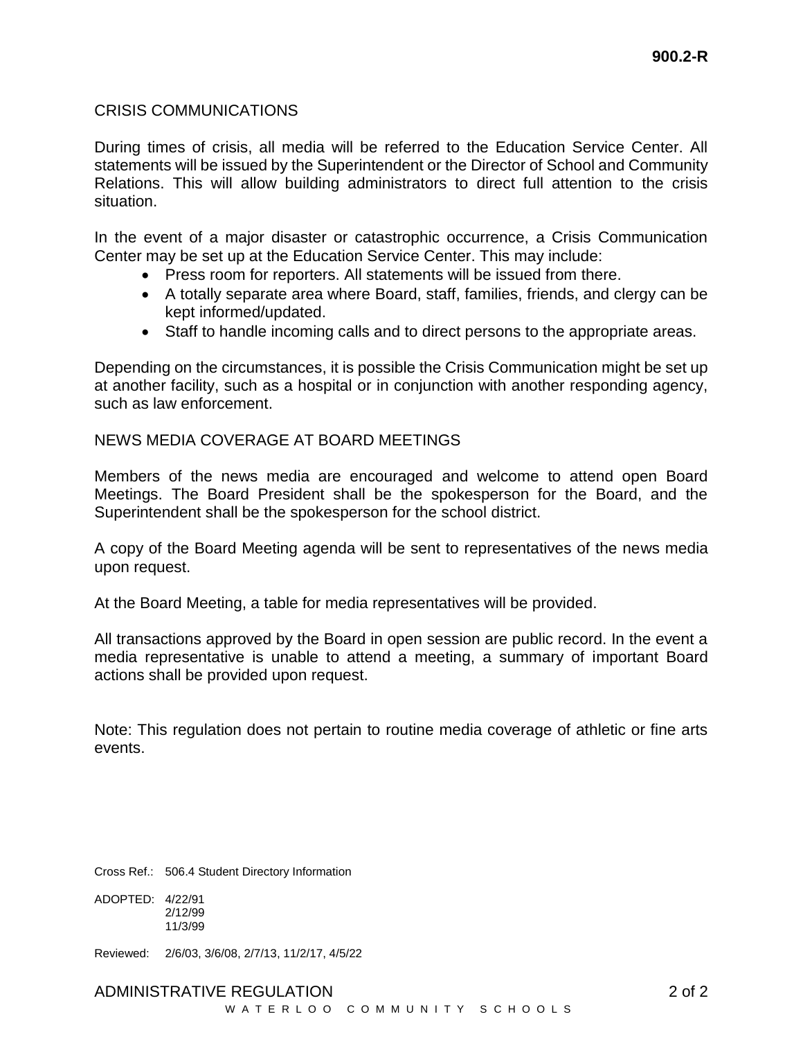## CRISIS COMMUNICATIONS

During times of crisis, all media will be referred to the Education Service Center. All statements will be issued by the Superintendent or the Director of School and Community Relations. This will allow building administrators to direct full attention to the crisis situation.

In the event of a major disaster or catastrophic occurrence, a Crisis Communication Center may be set up at the Education Service Center. This may include:

- Press room for reporters. All statements will be issued from there.
- A totally separate area where Board, staff, families, friends, and clergy can be kept informed/updated.
- Staff to handle incoming calls and to direct persons to the appropriate areas.

Depending on the circumstances, it is possible the Crisis Communication might be set up at another facility, such as a hospital or in conjunction with another responding agency, such as law enforcement.

## NEWS MEDIA COVERAGE AT BOARD MEETINGS

Members of the news media are encouraged and welcome to attend open Board Meetings. The Board President shall be the spokesperson for the Board, and the Superintendent shall be the spokesperson for the school district.

A copy of the Board Meeting agenda will be sent to representatives of the news media upon request.

At the Board Meeting, a table for media representatives will be provided.

All transactions approved by the Board in open session are public record. In the event a media representative is unable to attend a meeting, a summary of important Board actions shall be provided upon request.

Note: This regulation does not pertain to routine media coverage of athletic or fine arts events.

Cross Ref.: 506.4 Student Directory Information

ADOPTED: 4/22/91
2/12/99
11/3/99

Reviewed: 2/6/03, 3/6/08, 2/7/13, 11/2/17, 4/5/22